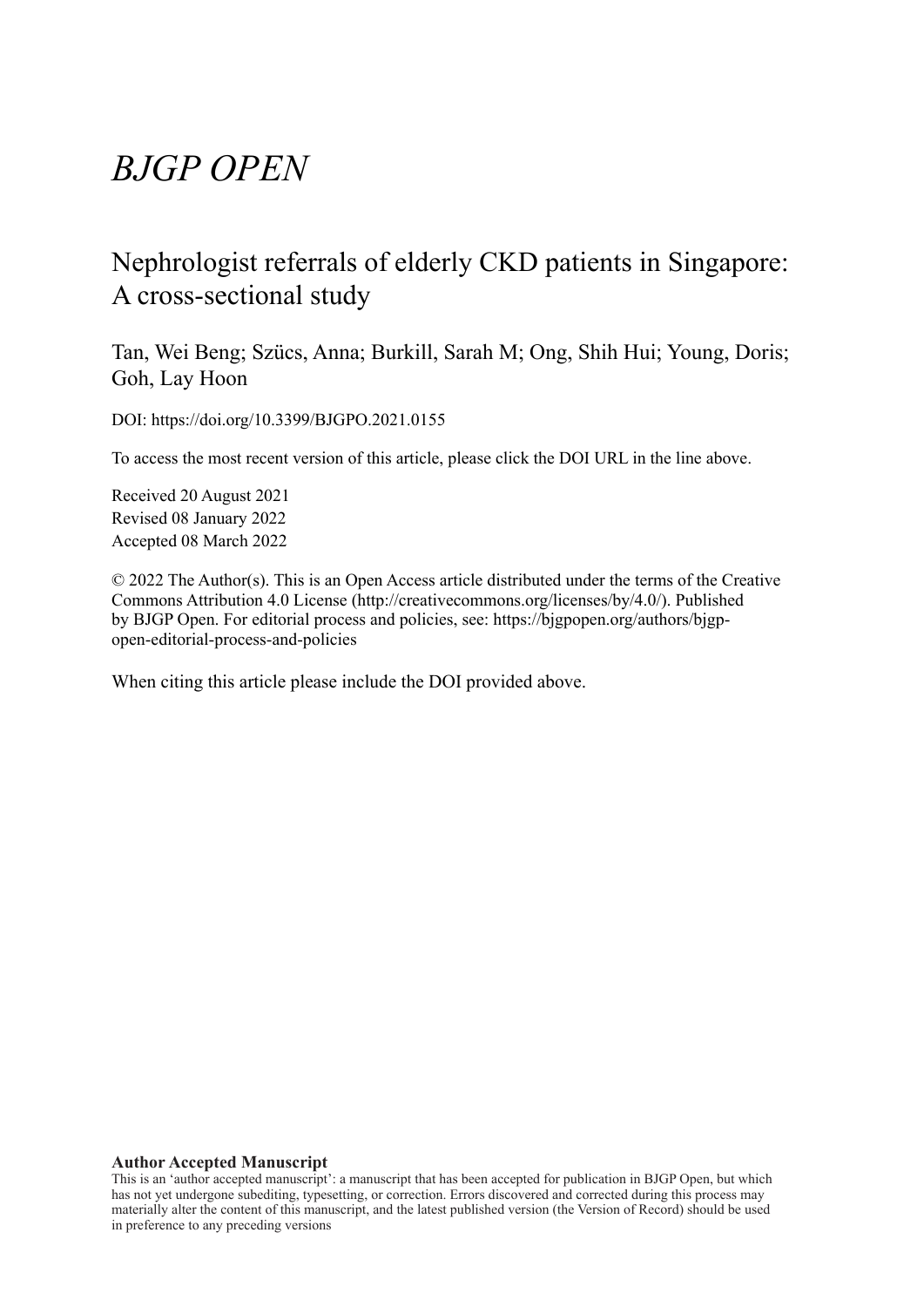# *BJGP OPEN*

## Nephrologist referrals of elderly CKD patients in Singapore: A cross-sectional study

Tan, Wei Beng; Szücs, Anna; Burkill, Sarah M; Ong, Shih Hui; Young, Doris; Goh, Lay Hoon

DOI: https://doi.org/10.3399/BJGPO.2021.0155

To access the most recent version of this article, please click the DOI URL in the line above.

Received 20 August 2021
Revised 08 January 2022
Accepted 08 March 2022

© 2022 The Author(s). This is an Open Access article distributed under the terms of the Creative Commons Attribution 4.0 License (http://creativecommons.org/licenses/by/4.0/). Published by BJGP Open. For editorial process and policies, see: https://bjgpopen.org/authors/bjgp-open-editorial-process-and-policies

When citing this article please include the DOI provided above.

**Author Accepted Manuscript**

This is an 'author accepted manuscript': a manuscript that has been accepted for publication in BJGP Open, but which has not yet undergone subediting, typesetting, or correction. Errors discovered and corrected during this process may materially alter the content of this manuscript, and the latest published version (the Version of Record) should be used in preference to any preceding versions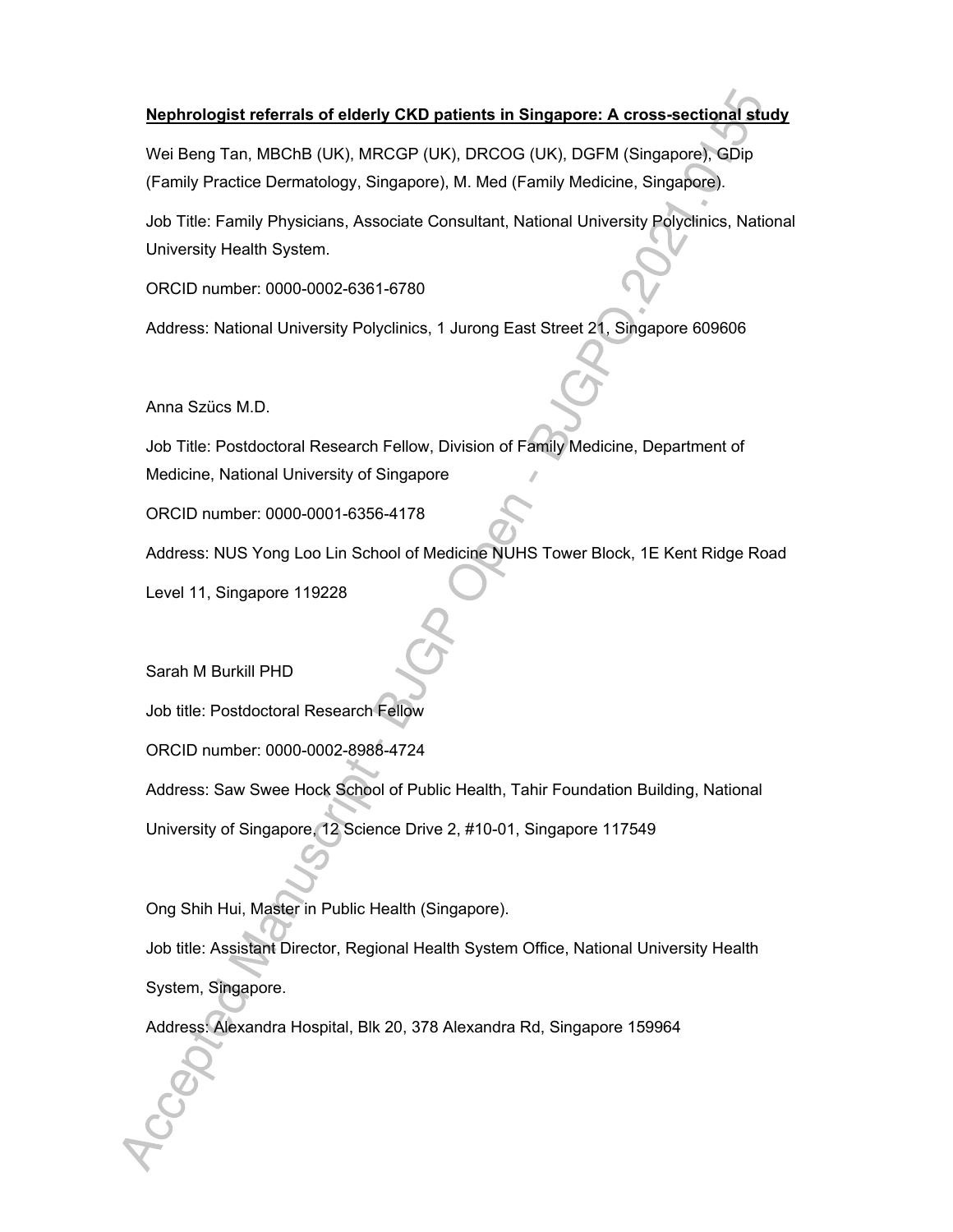**Nephrologist referrals of elderly CKD patients in Singapore: A cross-sectional study**

Wei Beng Tan, MBChB (UK), MRCGP (UK), DRCOG (UK), DGFM (Singapore), GDip (Family Practice Dermatology, Singapore), M. Med (Family Medicine, Singapore).

Job Title: Family Physicians, Associate Consultant, National University Polyclinics, National University Health System.

ORCID number: 0000-0002-6361-6780

Address: National University Polyclinics, 1 Jurong East Street 21, Singapore 609606

Anna Szücs M.D.

Job Title: Postdoctoral Research Fellow, Division of Family Medicine, Department of Medicine, National University of Singapore

ORCID number: 0000-0001-6356-4178

Address: NUS Yong Loo Lin School of Medicine NUHS Tower Block, 1E Kent Ridge Road Level 11, Singapore 119228

Sarah M Burkill PHD

Job title: Postdoctoral Research Fellow

ORCID number: 0000-0002-8988-4724

Address: Saw Swee Hock School of Public Health, Tahir Foundation Building, National University of Singapore, 12 Science Drive 2, #10-01, Singapore 117549

Ong Shih Hui, Master in Public Health (Singapore).

Job title: Assistant Director, Regional Health System Office, National University Health System, Singapore.

Address: Alexandra Hospital, Blk 20, 378 Alexandra Rd, Singapore 159964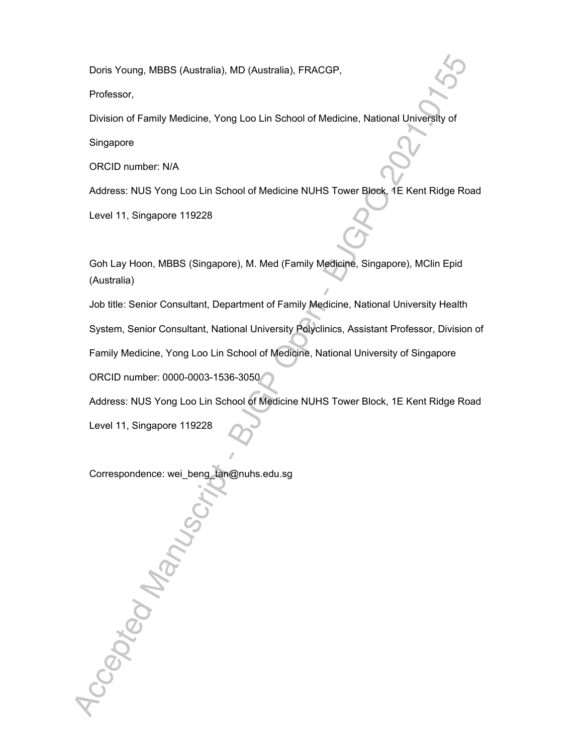Doris Young, MBBS (Australia), MD (Australia), FRACGP,

Professor,

Division of Family Medicine, Yong Loo Lin School of Medicine, National University of Singapore

ORCID number: N/A

Address: NUS Yong Loo Lin School of Medicine NUHS Tower Block, 1E Kent Ridge Road Level 11, Singapore 119228

Goh Lay Hoon, MBBS (Singapore), M. Med (Family Medicine, Singapore), MClin Epid (Australia)

Job title: Senior Consultant, Department of Family Medicine, National University Health System, Senior Consultant, National University Polyclinics, Assistant Professor, Division of Family Medicine, Yong Loo Lin School of Medicine, National University of Singapore

ORCID number: 0000-0003-1536-3050

Address: NUS Yong Loo Lin School of Medicine NUHS Tower Block, 1E Kent Ridge Road Level 11, Singapore 119228

Correspondence: wei_beng_tan@nuhs.edu.sg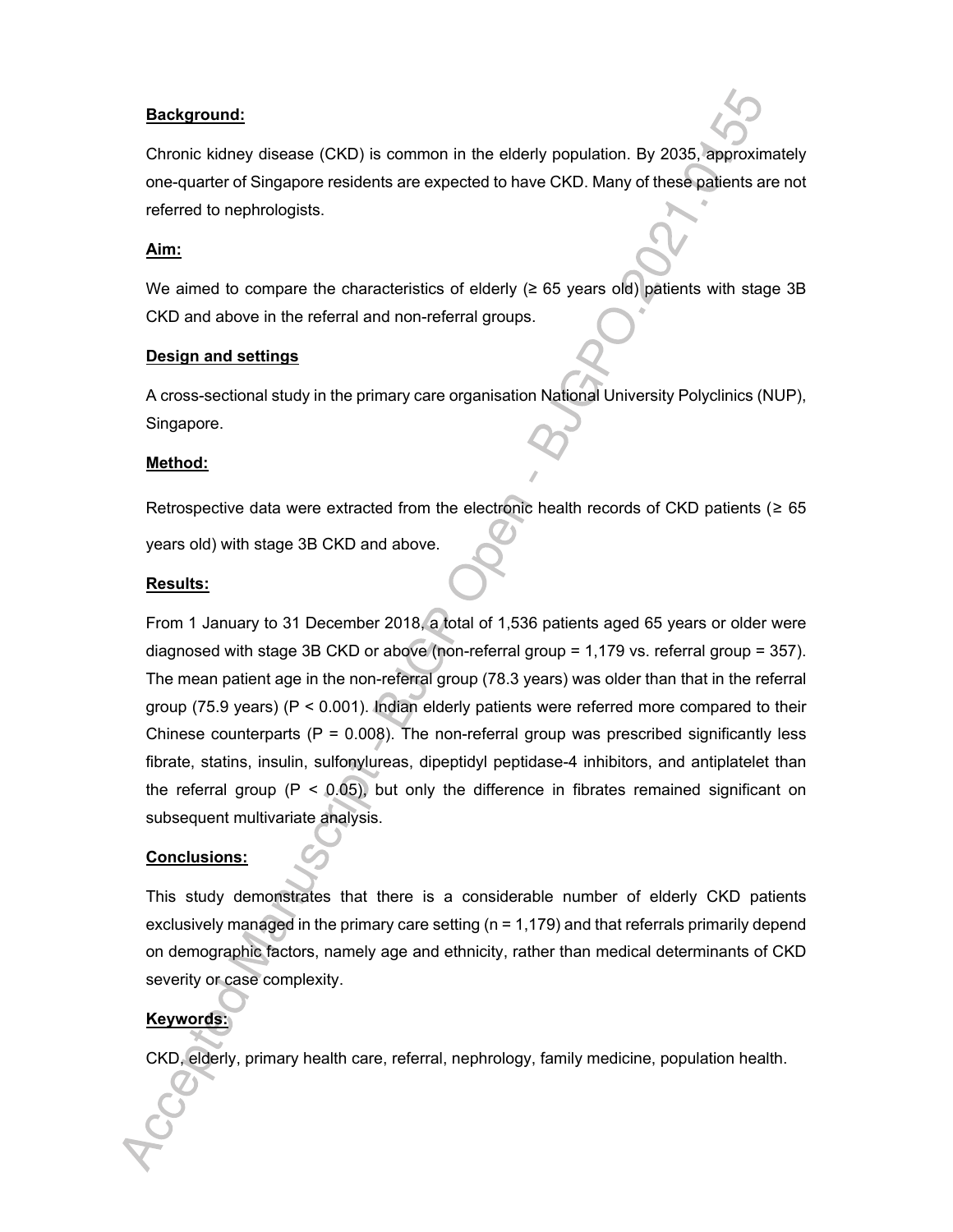### Background:

Chronic kidney disease (CKD) is common in the elderly population. By 2035, approximately one-quarter of Singapore residents are expected to have CKD. Many of these patients are not referred to nephrologists.

### Aim:

We aimed to compare the characteristics of elderly (≥ 65 years old) patients with stage 3B CKD and above in the referral and non-referral groups.

### Design and settings

A cross-sectional study in the primary care organisation National University Polyclinics (NUP), Singapore.

### Method:

Retrospective data were extracted from the electronic health records of CKD patients (≥ 65 years old) with stage 3B CKD and above.

### Results:

From 1 January to 31 December 2018, a total of 1,536 patients aged 65 years or older were diagnosed with stage 3B CKD or above (non-referral group = 1,179 vs. referral group = 357). The mean patient age in the non-referral group (78.3 years) was older than that in the referral group (75.9 years) ($P < 0.001$). Indian elderly patients were referred more compared to their Chinese counterparts ($P = 0.008$). The non-referral group was prescribed significantly less fibrate, statins, insulin, sulfonylureas, dipeptidyl peptidase-4 inhibitors, and antiplatelet than the referral group ($P < 0.05$), but only the difference in fibrates remained significant on subsequent multivariate analysis.

### Conclusions:

This study demonstrates that there is a considerable number of elderly CKD patients exclusively managed in the primary care setting (n = 1,179) and that referrals primarily depend on demographic factors, namely age and ethnicity, rather than medical determinants of CKD severity or case complexity.

### Keywords:

CKD, elderly, primary health care, referral, nephrology, family medicine, population health.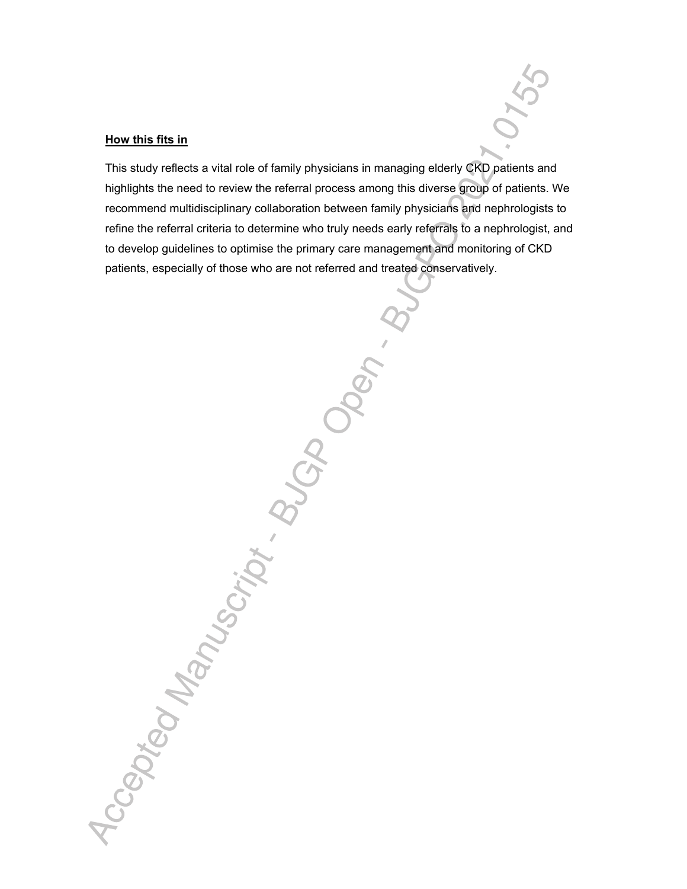## How this fits in

This study reflects a vital role of family physicians in managing elderly CKD patients and highlights the need to review the referral process among this diverse group of patients. We recommend multidisciplinary collaboration between family physicians and nephrologists to refine the referral criteria to determine who truly needs early referrals to a nephrologist, and to develop guidelines to optimise the primary care management and monitoring of CKD patients, especially of those who are not referred and treated conservatively.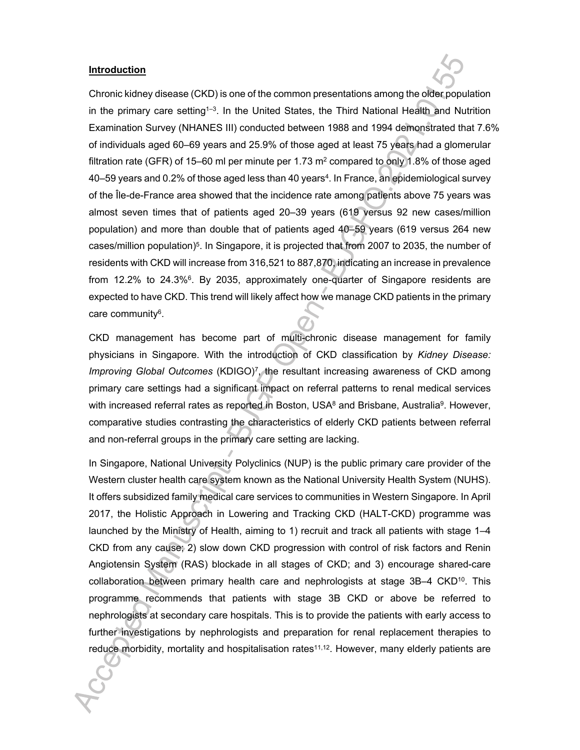**Introduction**

Chronic kidney disease (CKD) is one of the common presentations among the older population in the primary care setting[1–3]. In the United States, the Third National Health and Nutrition Examination Survey (NHANES III) conducted between 1988 and 1994 demonstrated that 7.6% of individuals aged 60–69 years and 25.9% of those aged at least 75 years had a glomerular filtration rate (GFR) of 15–60 ml per minute per 1.73 $m^2$ compared to only 1.8% of those aged 40–59 years and 0.2% of those aged less than 40 years[4]. In France, an epidemiological survey of the Île-de-France area showed that the incidence rate among patients above 75 years was almost seven times that of patients aged 20–39 years (619 versus 92 new cases/million population) and more than double that of patients aged 40–59 years (619 versus 264 new cases/million population)[5]. In Singapore, it is projected that from 2007 to 2035, the number of residents with CKD will increase from 316,521 to 887,870, indicating an increase in prevalence from 12.2% to 24.3%[6]. By 2035, approximately one-quarter of Singapore residents are expected to have CKD. This trend will likely affect how we manage CKD patients in the primary care community[6].

CKD management has become part of multi-chronic disease management for family physicians in Singapore. With the introduction of CKD classification by *Kidney Disease: Improving Global Outcomes* (KDIGO)[7], the resultant increasing awareness of CKD among primary care settings had a significant impact on referral patterns to renal medical services with increased referral rates as reported in Boston, USA[8] and Brisbane, Australia[9]. However, comparative studies contrasting the characteristics of elderly CKD patients between referral and non-referral groups in the primary care setting are lacking.

In Singapore, National University Polyclinics (NUP) is the public primary care provider of the Western cluster health care system known as the National University Health System (NUHS). It offers subsidized family medical care services to communities in Western Singapore. In April 2017, the Holistic Approach in Lowering and Tracking CKD (HALT-CKD) programme was launched by the Ministry of Health, aiming to 1) recruit and track all patients with stage 1–4 CKD from any cause; 2) slow down CKD progression with control of risk factors and Renin Angiotensin System (RAS) blockade in all stages of CKD; and 3) encourage shared-care collaboration between primary health care and nephrologists at stage 3B–4 CKD[10]. This programme recommends that patients with stage 3B CKD or above be referred to nephrologists at secondary care hospitals. This is to provide the patients with early access to further investigations by nephrologists and preparation for renal replacement therapies to reduce morbidity, mortality and hospitalisation rates[11,12]. However, many elderly patients are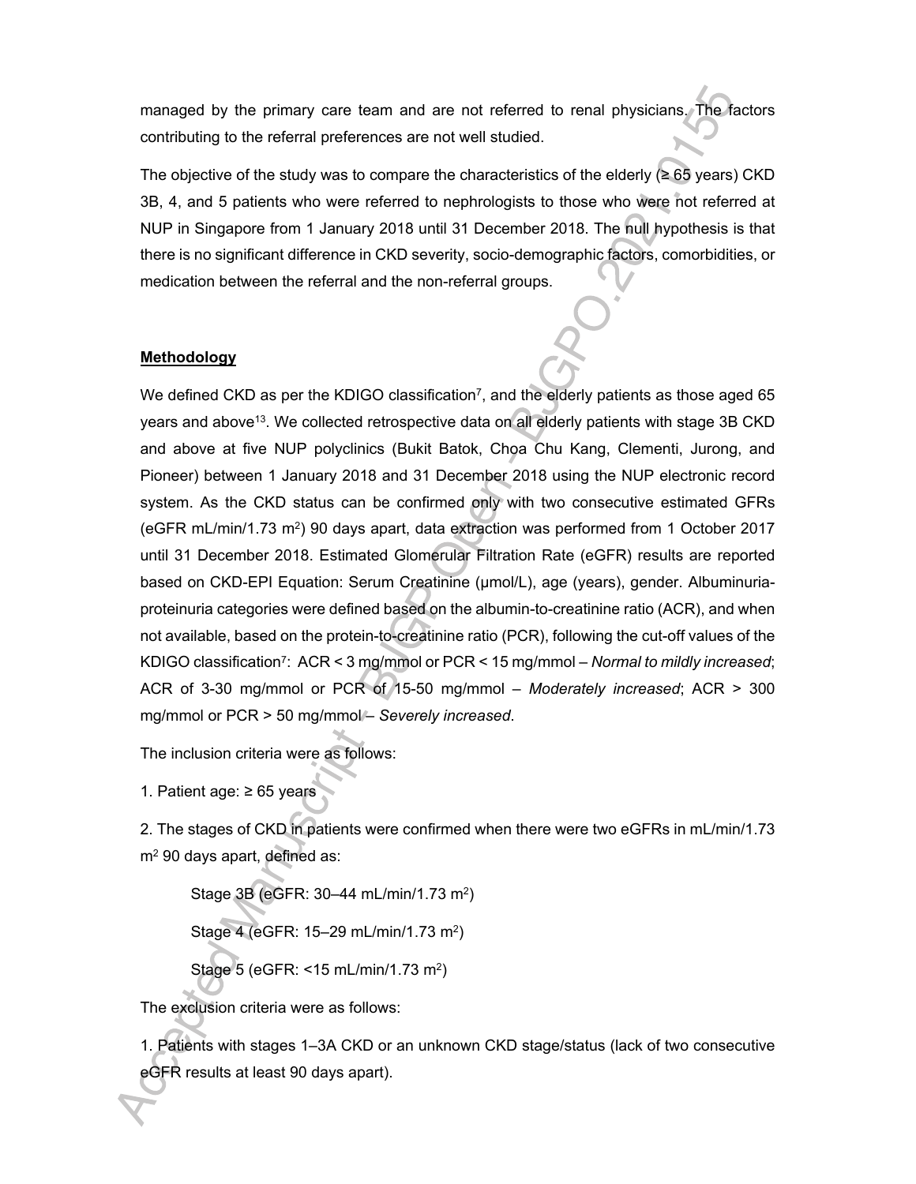managed by the primary care team and are not referred to renal physicians. The factors contributing to the referral preferences are not well studied.

The objective of the study was to compare the characteristics of the elderly (≥ 65 years) CKD 3B, 4, and 5 patients who were referred to nephrologists to those who were not referred at NUP in Singapore from 1 January 2018 until 31 December 2018. The null hypothesis is that there is no significant difference in CKD severity, socio-demographic factors, comorbidities, or medication between the referral and the non-referral groups.

## Methodology

We defined CKD as per the KDIGO classification[7], and the elderly patients as those aged 65 years and above[13]. We collected retrospective data on all elderly patients with stage 3B CKD and above at five NUP polyclinics (Bukit Batok, Choa Chu Kang, Clementi, Jurong, and Pioneer) between 1 January 2018 and 31 December 2018 using the NUP electronic record system. As the CKD status can be confirmed only with two consecutive estimated GFRs (eGFR mL/min/1.73 $m^2$) 90 days apart, data extraction was performed from 1 October 2017 until 31 December 2018. Estimated Glomerular Filtration Rate (eGFR) results are reported based on CKD-EPI Equation: Serum Creatinine (μmol/L), age (years), gender. Albuminuria-proteinuria categories were defined based on the albumin-to-creatinine ratio (ACR), and when not available, based on the protein-to-creatinine ratio (PCR), following the cut-off values of the KDIGO classification[7]: ACR < 3 mg/mmol or PCR < 15 mg/mmol – *Normal to mildly increased*; ACR of 3-30 mg/mmol or PCR of 15-50 mg/mmol – *Moderately increased*; ACR > 300 mg/mmol or PCR > 50 mg/mmol – *Severely increased*.

The inclusion criteria were as follows:

1. Patient age: ≥ 65 years

2. The stages of CKD in patients were confirmed when there were two eGFRs in mL/min/1.73 $m^2$ 90 days apart, defined as:

    Stage 3B (eGFR: 30–44 mL/min/1.73 $m^2$)

    Stage 4 (eGFR: 15–29 mL/min/1.73 $m^2$)

    Stage 5 (eGFR: <15 mL/min/1.73 $m^2$)

The exclusion criteria were as follows:

1. Patients with stages 1–3A CKD or an unknown CKD stage/status (lack of two consecutive eGFR results at least 90 days apart).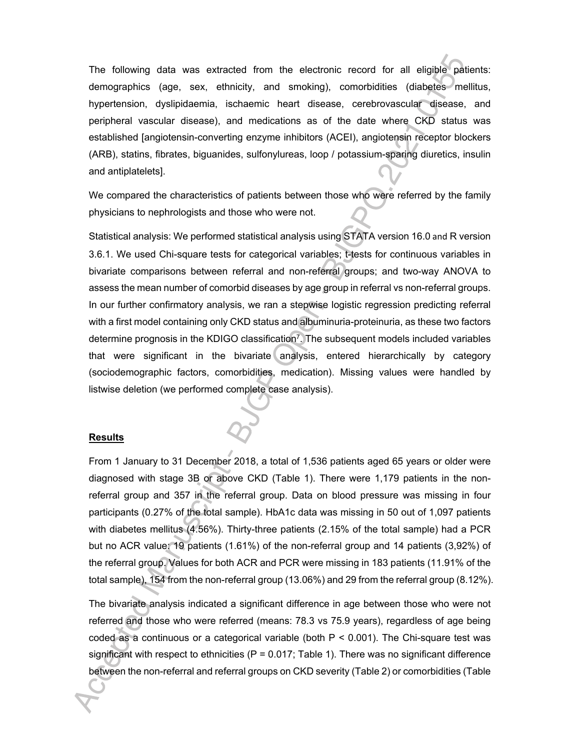The following data was extracted from the electronic record for all eligible patients: demographics (age, sex, ethnicity, and smoking), comorbidities (diabetes mellitus, hypertension, dyslipidaemia, ischaemic heart disease, cerebrovascular disease, and peripheral vascular disease), and medications as of the date where CKD status was established [angiotensin-converting enzyme inhibitors (ACEI), angiotensin receptor blockers (ARB), statins, fibrates, biguanides, sulfonylureas, loop / potassium-sparing diuretics, insulin and antiplatelets].

We compared the characteristics of patients between those who were referred by the family physicians to nephrologists and those who were not.

Statistical analysis: We performed statistical analysis using STATA version 16.0 and R version 3.6.1. We used Chi-square tests for categorical variables; t-tests for continuous variables in bivariate comparisons between referral and non-referral groups; and two-way ANOVA to assess the mean number of comorbid diseases by age group in referral vs non-referral groups. In our further confirmatory analysis, we ran a stepwise logistic regression predicting referral with a first model containing only CKD status and albuminuria-proteinuria, as these two factors determine prognosis in the KDIGO classification[7]. The subsequent models included variables that were significant in the bivariate analysis, entered hierarchically by category (sociodemographic factors, comorbidities, medication). Missing values were handled by listwise deletion (we performed complete case analysis).

## Results

From 1 January to 31 December 2018, a total of 1,536 patients aged 65 years or older were diagnosed with stage 3B or above CKD (Table 1). There were 1,179 patients in the non-referral group and 357 in the referral group. Data on blood pressure was missing in four participants (0.27% of the total sample). HbA1c data was missing in 50 out of 1,097 patients with diabetes mellitus (4.56%). Thirty-three patients (2.15% of the total sample) had a PCR but no ACR value: 19 patients (1.61%) of the non-referral group and 14 patients (3,92%) of the referral group. Values for both ACR and PCR were missing in 183 patients (11.91% of the total sample), 154 from the non-referral group (13.06%) and 29 from the referral group (8.12%).

The bivariate analysis indicated a significant difference in age between those who were not referred and those who were referred (means: 78.3 vs 75.9 years), regardless of age being coded as a continuous or a categorical variable (both $P < 0.001$). The Chi-square test was significant with respect to ethnicities ($P = 0.017$; Table 1). There was no significant difference between the non-referral and referral groups on CKD severity (Table 2) or comorbidities (Table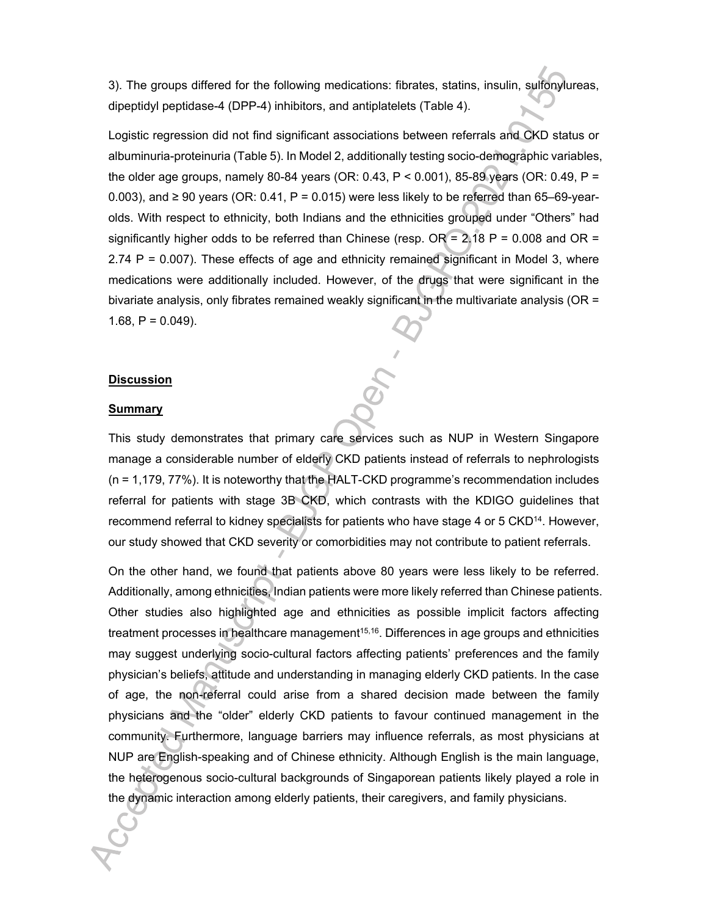3). The groups differed for the following medications: fibrates, statins, insulin, sulfonylureas, dipeptidyl peptidase-4 (DPP-4) inhibitors, and antiplatelets (Table 4).

Logistic regression did not find significant associations between referrals and CKD status or albuminuria-proteinuria (Table 5). In Model 2, additionally testing socio-demographic variables, the older age groups, namely 80-84 years (OR: 0.43, P < 0.001), 85-89 years (OR: 0.49, P = 0.003), and ≥ 90 years (OR: 0.41, P = 0.015) were less likely to be referred than 65–69-year-olds. With respect to ethnicity, both Indians and the ethnicities grouped under "Others" had significantly higher odds to be referred than Chinese (resp. OR = 2.18 P = 0.008 and OR = 2.74 P = 0.007). These effects of age and ethnicity remained significant in Model 3, where medications were additionally included. However, of the drugs that were significant in the bivariate analysis, only fibrates remained weakly significant in the multivariate analysis (OR = 1.68, P = 0.049).

## Discussion

### Summary

This study demonstrates that primary care services such as NUP in Western Singapore manage a considerable number of elderly CKD patients instead of referrals to nephrologists (n = 1,179, 77%). It is noteworthy that the HALT-CKD programme's recommendation includes referral for patients with stage 3B CKD, which contrasts with the KDIGO guidelines that recommend referral to kidney specialists for patients who have stage 4 or 5 CKD[14]. However, our study showed that CKD severity or comorbidities may not contribute to patient referrals.

On the other hand, we found that patients above 80 years were less likely to be referred. Additionally, among ethnicities, Indian patients were more likely referred than Chinese patients. Other studies also highlighted age and ethnicities as possible implicit factors affecting treatment processes in healthcare management[15,16]. Differences in age groups and ethnicities may suggest underlying socio-cultural factors affecting patients' preferences and the family physician's beliefs, attitude and understanding in managing elderly CKD patients. In the case of age, the non-referral could arise from a shared decision made between the family physicians and the "older" elderly CKD patients to favour continued management in the community. Furthermore, language barriers may influence referrals, as most physicians at NUP are English-speaking and of Chinese ethnicity. Although English is the main language, the heterogenous socio-cultural backgrounds of Singaporean patients likely played a role in the dynamic interaction among elderly patients, their caregivers, and family physicians.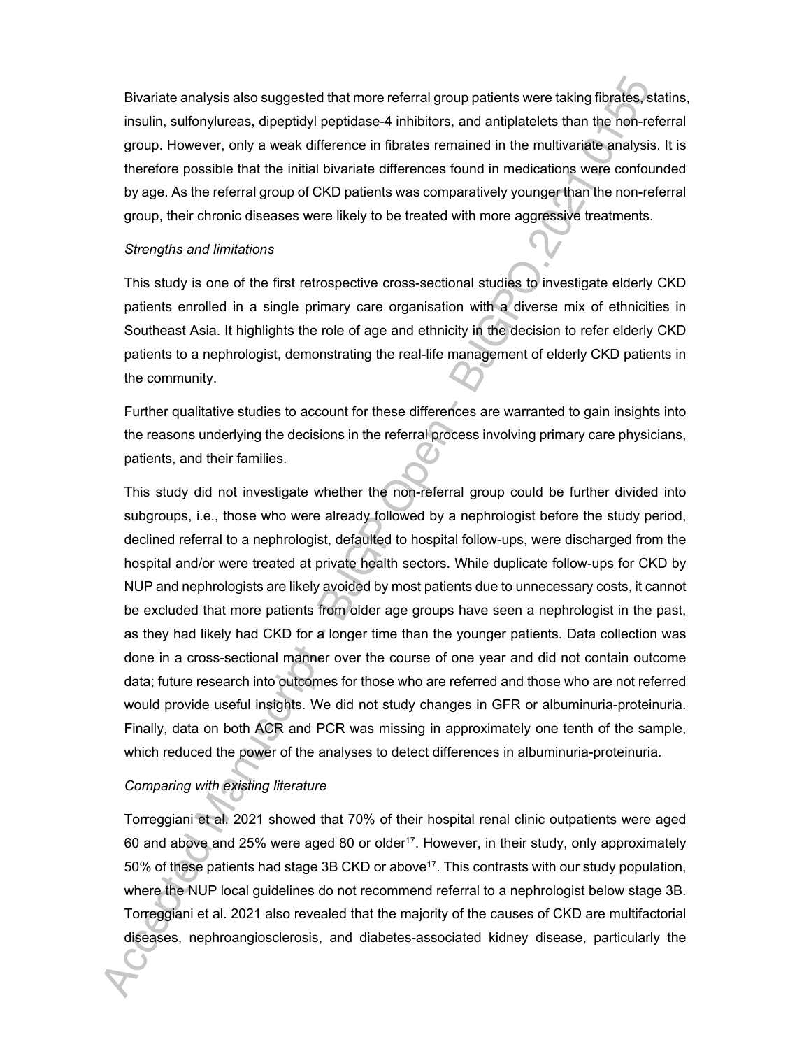Bivariate analysis also suggested that more referral group patients were taking fibrates, statins, insulin, sulfonylureas, dipeptidyl peptidase-4 inhibitors, and antiplatelets than the non-referral group. However, only a weak difference in fibrates remained in the multivariate analysis. It is therefore possible that the initial bivariate differences found in medications were confounded by age. As the referral group of CKD patients was comparatively younger than the non-referral group, their chronic diseases were likely to be treated with more aggressive treatments.

*Strengths and limitations*

This study is one of the first retrospective cross-sectional studies to investigate elderly CKD patients enrolled in a single primary care organisation with a diverse mix of ethnicities in Southeast Asia. It highlights the role of age and ethnicity in the decision to refer elderly CKD patients to a nephrologist, demonstrating the real-life management of elderly CKD patients in the community.

Further qualitative studies to account for these differences are warranted to gain insights into the reasons underlying the decisions in the referral process involving primary care physicians, patients, and their families.

This study did not investigate whether the non-referral group could be further divided into subgroups, i.e., those who were already followed by a nephrologist before the study period, declined referral to a nephrologist, defaulted to hospital follow-ups, were discharged from the hospital and/or were treated at private health sectors. While duplicate follow-ups for CKD by NUP and nephrologists are likely avoided by most patients due to unnecessary costs, it cannot be excluded that more patients from older age groups have seen a nephrologist in the past, as they had likely had CKD for a longer time than the younger patients. Data collection was done in a cross-sectional manner over the course of one year and did not contain outcome data; future research into outcomes for those who are referred and those who are not referred would provide useful insights. We did not study changes in GFR or albuminuria-proteinuria. Finally, data on both ACR and PCR was missing in approximately one tenth of the sample, which reduced the power of the analyses to detect differences in albuminuria-proteinuria.

*Comparing with existing literature*

Torreggiani et al. 2021 showed that 70% of their hospital renal clinic outpatients were aged 60 and above and 25% were aged 80 or older[17]. However, in their study, only approximately 50% of these patients had stage 3B CKD or above[17]. This contrasts with our study population, where the NUP local guidelines do not recommend referral to a nephrologist below stage 3B. Torreggiani et al. 2021 also revealed that the majority of the causes of CKD are multifactorial diseases, nephroangiosclerosis, and diabetes-associated kidney disease, particularly the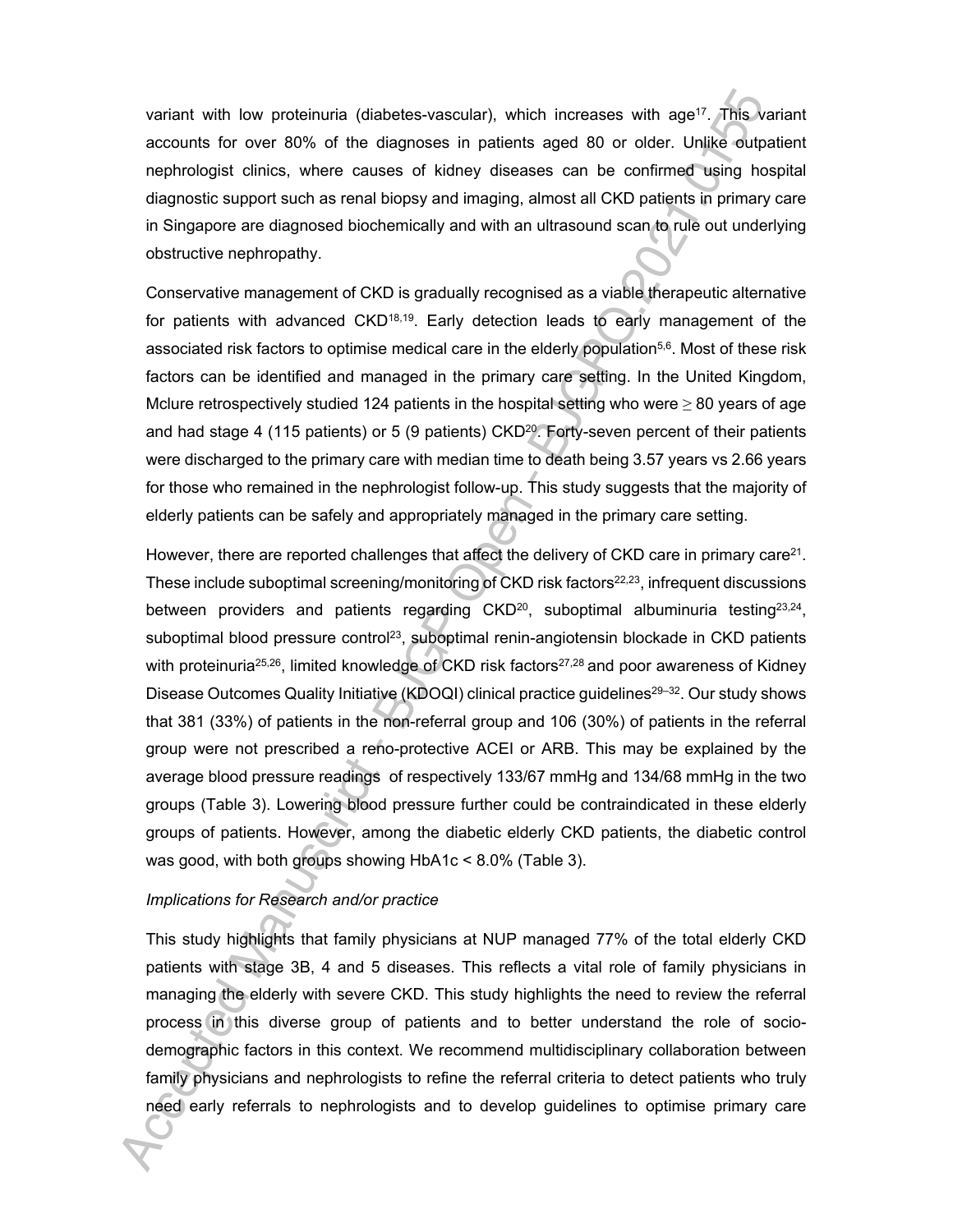variant with low proteinuria (diabetes-vascular), which increases with age[17]. This variant accounts for over 80% of the diagnoses in patients aged 80 or older. Unlike outpatient nephrologist clinics, where causes of kidney diseases can be confirmed using hospital diagnostic support such as renal biopsy and imaging, almost all CKD patients in primary care in Singapore are diagnosed biochemically and with an ultrasound scan to rule out underlying obstructive nephropathy.

Conservative management of CKD is gradually recognised as a viable therapeutic alternative for patients with advanced CKD[18,19]. Early detection leads to early management of the associated risk factors to optimise medical care in the elderly population[5,6]. Most of these risk factors can be identified and managed in the primary care setting. In the United Kingdom, Mclure retrospectively studied 124 patients in the hospital setting who were ≥ 80 years of age and had stage 4 (115 patients) or 5 (9 patients) CKD[20]. Forty-seven percent of their patients were discharged to the primary care with median time to death being 3.57 years vs 2.66 years for those who remained in the nephrologist follow-up. This study suggests that the majority of elderly patients can be safely and appropriately managed in the primary care setting.

However, there are reported challenges that affect the delivery of CKD care in primary care[21]. These include suboptimal screening/monitoring of CKD risk factors[22,23], infrequent discussions between providers and patients regarding CKD[20], suboptimal albuminuria testing[23,24], suboptimal blood pressure control[23], suboptimal renin-angiotensin blockade in CKD patients with proteinuria[25,26], limited knowledge of CKD risk factors[27,28] and poor awareness of Kidney Disease Outcomes Quality Initiative (KDOQI) clinical practice guidelines[29–32]. Our study shows that 381 (33%) of patients in the non-referral group and 106 (30%) of patients in the referral group were not prescribed a reno-protective ACEI or ARB. This may be explained by the average blood pressure readings of respectively 133/67 mmHg and 134/68 mmHg in the two groups (Table 3). Lowering blood pressure further could be contraindicated in these elderly groups of patients. However, among the diabetic elderly CKD patients, the diabetic control was good, with both groups showing HbA1c < 8.0% (Table 3).

*Implications for Research and/or practice*

This study highlights that family physicians at NUP managed 77% of the total elderly CKD patients with stage 3B, 4 and 5 diseases. This reflects a vital role of family physicians in managing the elderly with severe CKD. This study highlights the need to review the referral process in this diverse group of patients and to better understand the role of socio-demographic factors in this context. We recommend multidisciplinary collaboration between family physicians and nephrologists to refine the referral criteria to detect patients who truly need early referrals to nephrologists and to develop guidelines to optimise primary care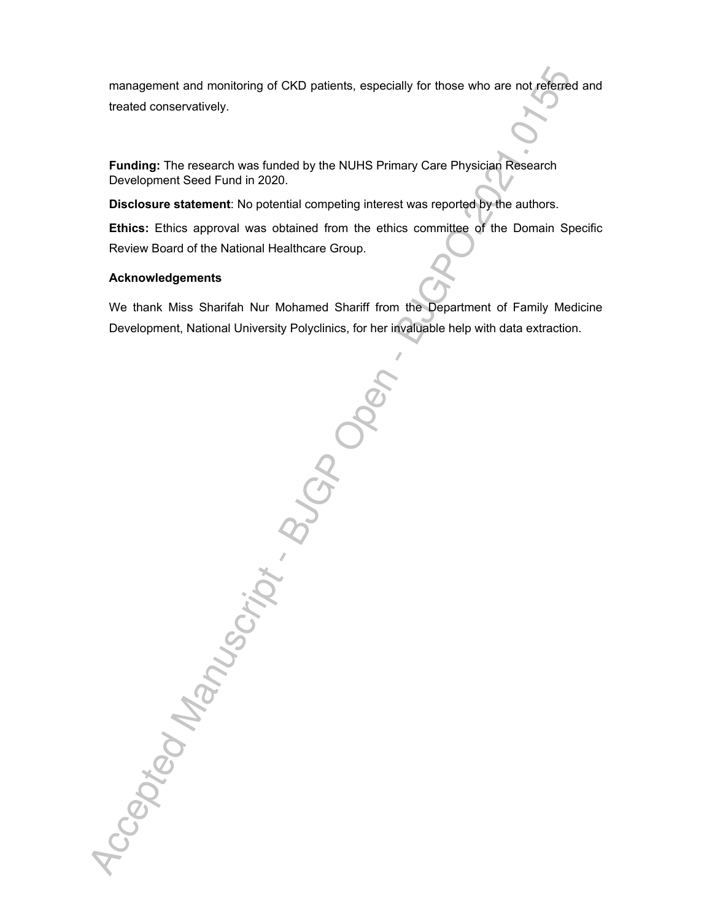management and monitoring of CKD patients, especially for those who are not referred and treated conservatively.

**Funding:** The research was funded by the NUHS Primary Care Physician Research Development Seed Fund in 2020.

**Disclosure statement**: No potential competing interest was reported by the authors.

**Ethics:** Ethics approval was obtained from the ethics committee of the Domain Specific Review Board of the National Healthcare Group.

**Acknowledgements**

We thank Miss Sharifah Nur Mohamed Shariff from the Department of Family Medicine Development, National University Polyclinics, for her invaluable help with data extraction.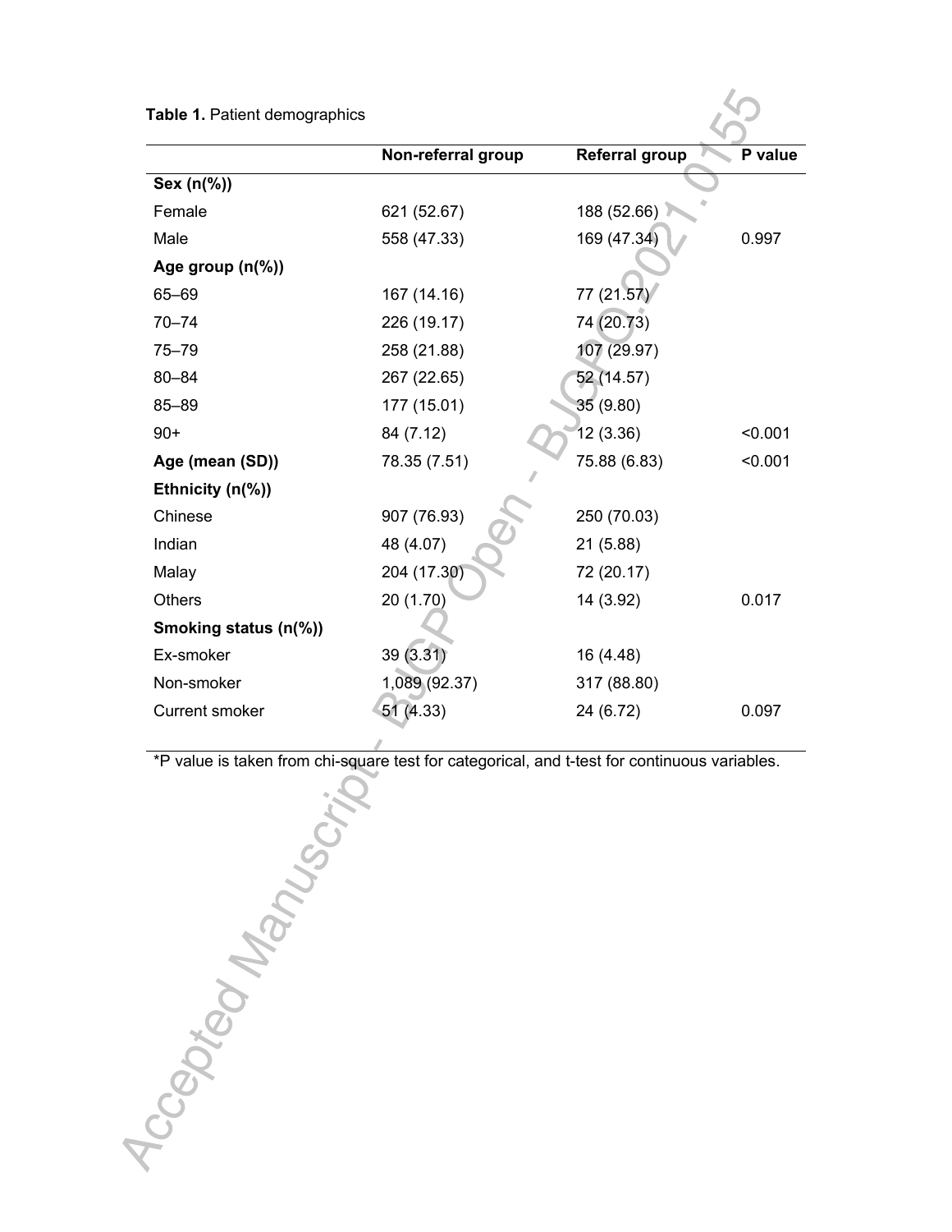**Table 1.** Patient demographics

| | Non-referral group | Referral group | P value |
|---|---|---|---|
| **Sex (n(%))** | | | |
| Female | 621 (52.67) | 188 (52.66) | |
| Male | 558 (47.33) | 169 (47.34) | 0.997 |
| **Age group (n(%))** | | | |
| 65–69 | 167 (14.16) | 77 (21.57) | |
| 70–74 | 226 (19.17) | 74 (20.73) | |
| 75–79 | 258 (21.88) | 107 (29.97) | |
| 80–84 | 267 (22.65) | 52 (14.57) | |
| 85–89 | 177 (15.01) | 35 (9.80) | |
| 90+ | 84 (7.12) | 12 (3.36) | <0.001 |
| **Age (mean (SD))** | 78.35 (7.51) | 75.88 (6.83) | <0.001 |
| **Ethnicity (n(%))** | | | |
| Chinese | 907 (76.93) | 250 (70.03) | |
| Indian | 48 (4.07) | 21 (5.88) | |
| Malay | 204 (17.30) | 72 (20.17) | |
| Others | 20 (1.70) | 14 (3.92) | 0.017 |
| **Smoking status (n(%))** | | | |
| Ex-smoker | 39 (3.31) | 16 (4.48) | |
| Non-smoker | 1,089 (92.37) | 317 (88.80) | |
| Current smoker | 51 (4.33) | 24 (6.72) | 0.097 |

*P value is taken from chi-square test for categorical, and t-test for continuous variables.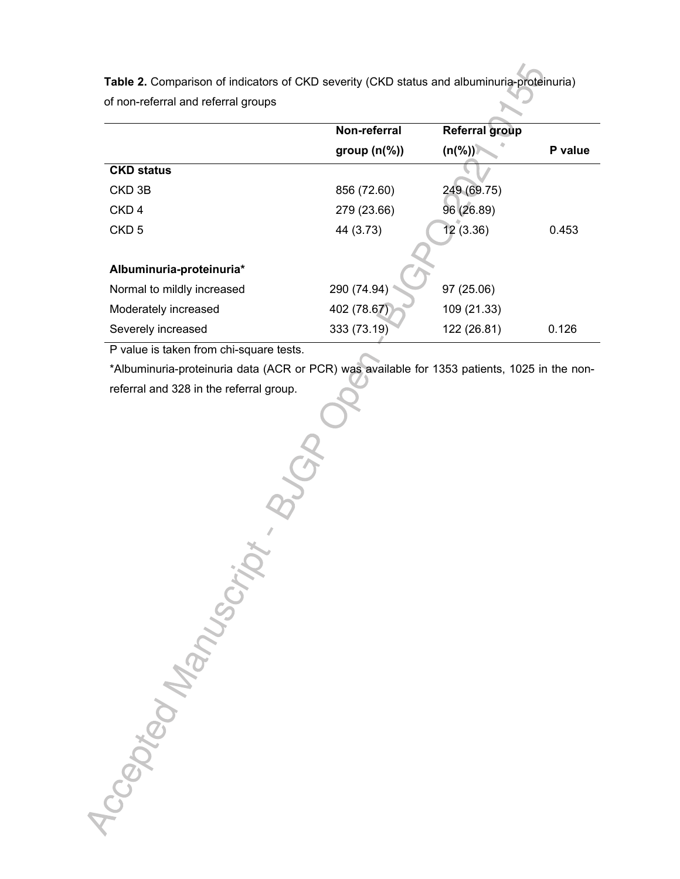**Table 2.** Comparison of indicators of CKD severity (CKD status and albuminuria-proteinuria) of non-referral and referral groups

| | Non-referral group (n(%)) | Referral group (n(%)) | P value |
|---|---|---|---|
| **CKD status** | | | |
| CKD 3B | 856 (72.60) | 249 (69.75) | |
| CKD 4 | 279 (23.66) | 96 (26.89) | |
| CKD 5 | 44 (3.73) | 12 (3.36) | 0.453 |
| | | | |
| **Albuminuria-proteinuria*** | | | |
| Normal to mildly increased | 290 (74.94) | 97 (25.06) | |
| Moderately increased | 402 (78.67) | 109 (21.33) | |
| Severely increased | 333 (73.19) | 122 (26.81) | 0.126 |

P value is taken from chi-square tests.

*Albuminuria-proteinuria data (ACR or PCR) was available for 1353 patients, 1025 in the non-referral and 328 in the referral group.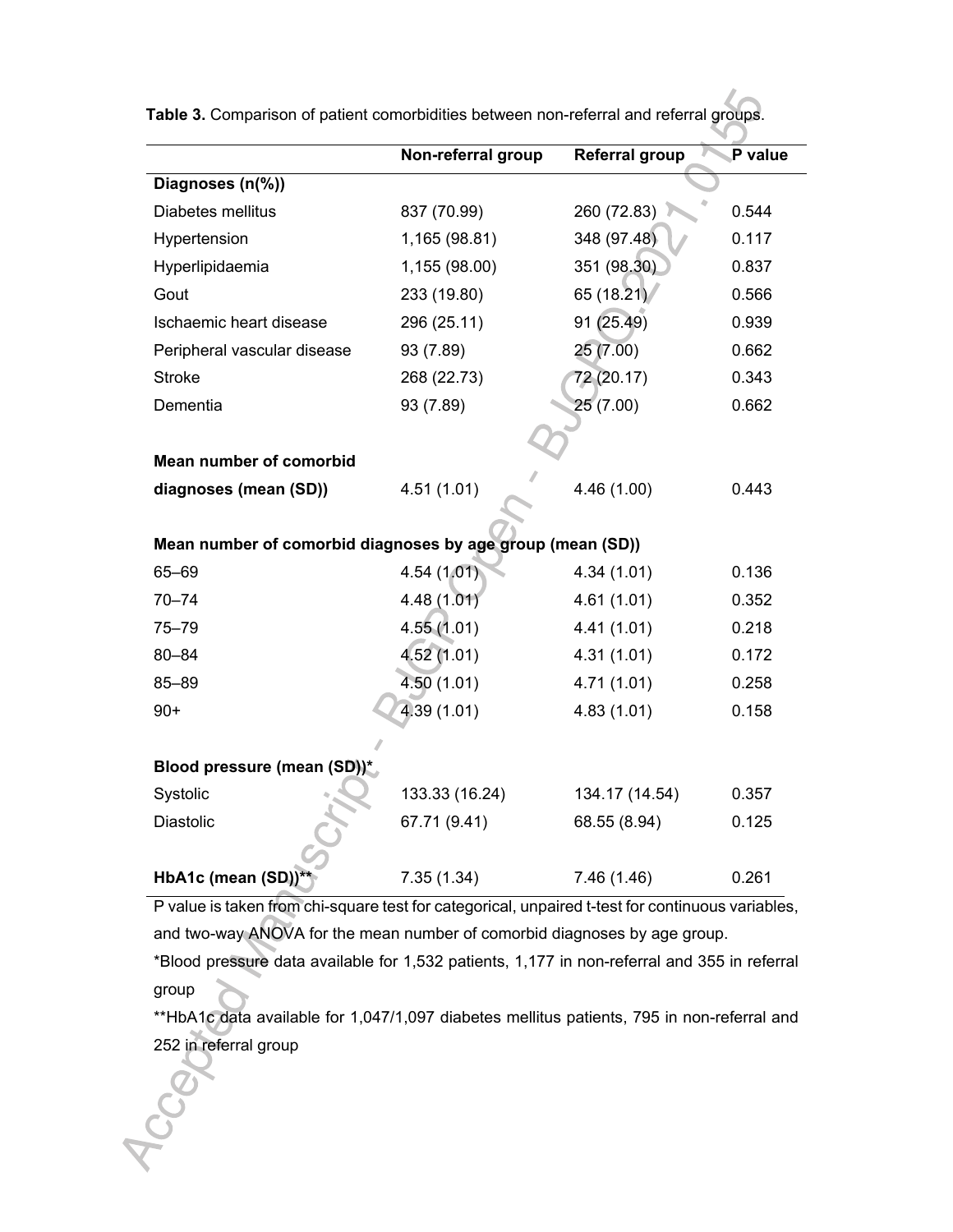**Table 3.** Comparison of patient comorbidities between non-referral and referral groups.

| | Non-referral group | Referral group | P value |
|---|---|---|---|
| **Diagnoses (n(%))** | | | |
| Diabetes mellitus | 837 (70.99) | 260 (72.83) | 0.544 |
| Hypertension | 1,165 (98.81) | 348 (97.48) | 0.117 |
| Hyperlipidaemia | 1,155 (98.00) | 351 (98.30) | 0.837 |
| Gout | 233 (19.80) | 65 (18.21) | 0.566 |
| Ischaemic heart disease | 296 (25.11) | 91 (25.49) | 0.939 |
| Peripheral vascular disease | 93 (7.89) | 25 (7.00) | 0.662 |
| Stroke | 268 (22.73) | 72 (20.17) | 0.343 |
| Dementia | 93 (7.89) | 25 (7.00) | 0.662 |
| **Mean number of comorbid diagnoses (mean (SD))** | 4.51 (1.01) | 4.46 (1.00) | 0.443 |
| **Mean number of comorbid diagnoses by age group (mean (SD))** | | | |
| 65–69 | 4.54 (1.01) | 4.34 (1.01) | 0.136 |
| 70–74 | 4.48 (1.01) | 4.61 (1.01) | 0.352 |
| 75–79 | 4.55 (1.01) | 4.41 (1.01) | 0.218 |
| 80–84 | 4.52 (1.01) | 4.31 (1.01) | 0.172 |
| 85–89 | 4.50 (1.01) | 4.71 (1.01) | 0.258 |
| 90+ | 4.39 (1.01) | 4.83 (1.01) | 0.158 |
| **Blood pressure (mean (SD))*** | | | |
| Systolic | 133.33 (16.24) | 134.17 (14.54) | 0.357 |
| Diastolic | 67.71 (9.41) | 68.55 (8.94) | 0.125 |
| **HbA1c (mean (SD))**** | 7.35 (1.34) | 7.46 (1.46) | 0.261 |

P value is taken from chi-square test for categorical, unpaired t-test for continuous variables, and two-way ANOVA for the mean number of comorbid diagnoses by age group.

*Blood pressure data available for 1,532 patients, 1,177 in non-referral and 355 in referral group

**HbA1c data available for 1,047/1,097 diabetes mellitus patients, 795 in non-referral and 252 in referral group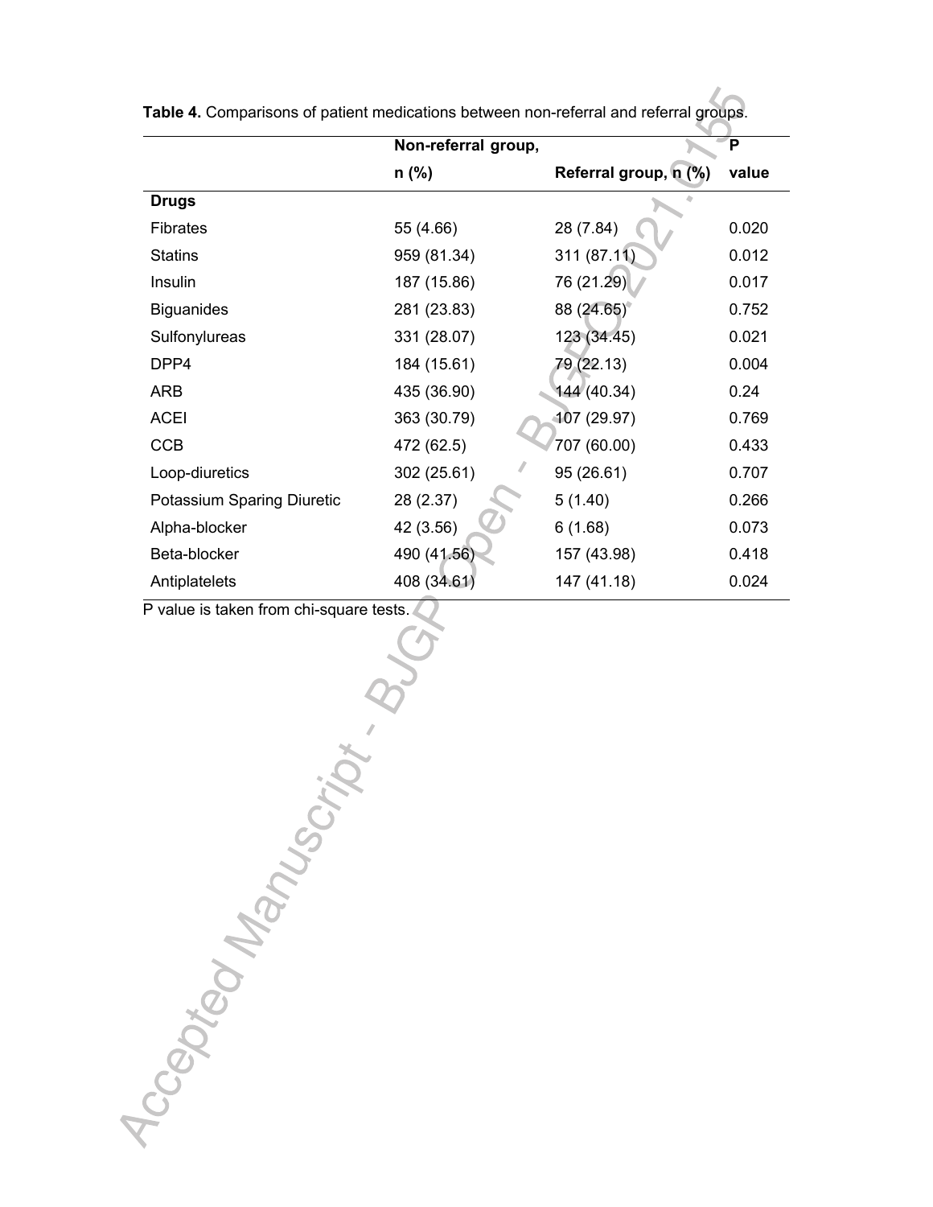**Table 4.** Comparisons of patient medications between non-referral and referral groups.

| | Non-referral group, n (%) | Referral group, n (%) | P value |
|---|---|---|---|
| **Drugs** | | | |
| Fibrates | 55 (4.66) | 28 (7.84) | 0.020 |
| Statins | 959 (81.34) | 311 (87.11) | 0.012 |
| Insulin | 187 (15.86) | 76 (21.29) | 0.017 |
| Biguanides | 281 (23.83) | 88 (24.65) | 0.752 |
| Sulfonylureas | 331 (28.07) | 123 (34.45) | 0.021 |
| DPP4 | 184 (15.61) | 79 (22.13) | 0.004 |
| ARB | 435 (36.90) | 144 (40.34) | 0.24 |
| ACEI | 363 (30.79) | 107 (29.97) | 0.769 |
| CCB | 472 (62.5) | 707 (60.00) | 0.433 |
| Loop-diuretics | 302 (25.61) | 95 (26.61) | 0.707 |
| Potassium Sparing Diuretic | 28 (2.37) | 5 (1.40) | 0.266 |
| Alpha-blocker | 42 (3.56) | 6 (1.68) | 0.073 |
| Beta-blocker | 490 (41.56) | 157 (43.98) | 0.418 |
| Antiplatelets | 408 (34.61) | 147 (41.18) | 0.024 |

P value is taken from chi-square tests.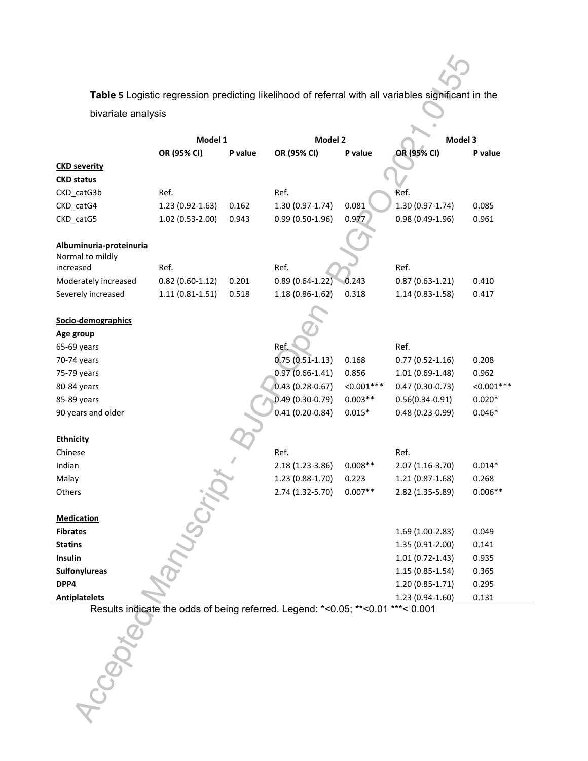**Table 5** Logistic regression predicting likelihood of referral with all variables significant in the bivariate analysis

| | Model 1 | | Model 2 | | Model 3 | |
|---|---|---|---|---|---|---|
| | **OR (95% CI)** | **P value** | **OR (95% CI)** | **P value** | **OR (95% CI)** | **P value** |
| **CKD severity** | | | | | | |
| **CKD status** | | | | | | |
| CKD_catG3b | Ref. | | Ref. | | Ref. | |
| CKD_catG4 | 1.23 (0.92-1.63) | 0.162 | 1.30 (0.97-1.74) | 0.081 | 1.30 (0.97-1.74) | 0.085 |
| CKD_catG5 | 1.02 (0.53-2.00) | 0.943 | 0.99 (0.50-1.96) | 0.977 | 0.98 (0.49-1.96) | 0.961 |
| | | | | | | |
| **Albuminuria-proteinuria** | | | | | | |
| Normal to mildly increased | Ref. | | Ref. | | Ref. | |
| Moderately increased | 0.82 (0.60-1.12) | 0.201 | 0.89 (0.64-1.22) | 0.243 | 0.87 (0.63-1.21) | 0.410 |
| Severely increased | 1.11 (0.81-1.51) | 0.518 | 1.18 (0.86-1.62) | 0.318 | 1.14 (0.83-1.58) | 0.417 |
| | | | | | | |
| **Socio-demographics** | | | | | | |
| **Age group** | | | | | | |
| 65-69 years | | | Ref. | | Ref. | |
| 70-74 years | | | 0.75 (0.51-1.13) | 0.168 | 0.77 (0.52-1.16) | 0.208 |
| 75-79 years | | | 0.97 (0.66-1.41) | 0.856 | 1.01 (0.69-1.48) | 0.962 |
| 80-84 years | | | 0.43 (0.28-0.67) | <0.001*** | 0.47 (0.30-0.73) | <0.001*** |
| 85-89 years | | | 0.49 (0.30-0.79) | 0.003** | 0.56(0.34-0.91) | 0.020* |
| 90 years and older | | | 0.41 (0.20-0.84) | 0.015* | 0.48 (0.23-0.99) | 0.046* |
| | | | | | | |
| **Ethnicity** | | | | | | |
| Chinese | | | Ref. | | Ref. | |
| Indian | | | 2.18 (1.23-3.86) | 0.008** | 2.07 (1.16-3.70) | 0.014* |
| Malay | | | 1.23 (0.88-1.70) | 0.223 | 1.21 (0.87-1.68) | 0.268 |
| Others | | | 2.74 (1.32-5.70) | 0.007** | 2.82 (1.35-5.89) | 0.006** |
| | | | | | | |
| **Medication** | | | | | | |
| **Fibrates** | | | | | 1.69 (1.00-2.83) | 0.049 |
| **Statins** | | | | | 1.35 (0.91-2.00) | 0.141 |
| **Insulin** | | | | | 1.01 (0.72-1.43) | 0.935 |
| **Sulfonylureas** | | | | | 1.15 (0.85-1.54) | 0.365 |
| **DPP4** | | | | | 1.20 (0.85-1.71) | 0.295 |
| **Antiplatelets** | | | | | 1.23 (0.94-1.60) | 0.131 |

Results indicate the odds of being referred. Legend: *<0.05; **<0.01 ***< 0.001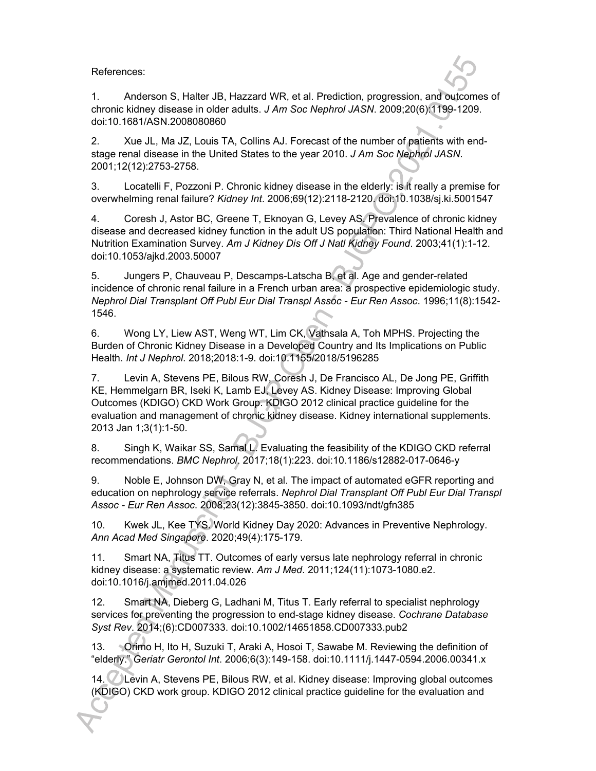References:

1. Anderson S, Halter JB, Hazzard WR, et al. Prediction, progression, and outcomes of chronic kidney disease in older adults. *J Am Soc Nephrol JASN*. 2009;20(6):1199-1209. doi:10.1681/ASN.2008080860

2. Xue JL, Ma JZ, Louis TA, Collins AJ. Forecast of the number of patients with end-stage renal disease in the United States to the year 2010. *J Am Soc Nephrol JASN*. 2001;12(12):2753-2758.

3. Locatelli F, Pozzoni P. Chronic kidney disease in the elderly: is it really a premise for overwhelming renal failure? *Kidney Int*. 2006;69(12):2118-2120. doi:10.1038/sj.ki.5001547

4. Coresh J, Astor BC, Greene T, Eknoyan G, Levey AS. Prevalence of chronic kidney disease and decreased kidney function in the adult US population: Third National Health and Nutrition Examination Survey. *Am J Kidney Dis Off J Natl Kidney Found*. 2003;41(1):1-12. doi:10.1053/ajkd.2003.50007

5. Jungers P, Chauveau P, Descamps-Latscha B, et al. Age and gender-related incidence of chronic renal failure in a French urban area: a prospective epidemiologic study. *Nephrol Dial Transplant Off Publ Eur Dial Transpl Assoc - Eur Ren Assoc*. 1996;11(8):1542-1546.

6. Wong LY, Liew AST, Weng WT, Lim CK, Vathsala A, Toh MPHS. Projecting the Burden of Chronic Kidney Disease in a Developed Country and Its Implications on Public Health. *Int J Nephrol*. 2018;2018:1-9. doi:10.1155/2018/5196285

7. Levin A, Stevens PE, Bilous RW, Coresh J, De Francisco AL, De Jong PE, Griffith KE, Hemmelgarn BR, Iseki K, Lamb EJ, Levey AS. Kidney Disease: Improving Global Outcomes (KDIGO) CKD Work Group. KDIGO 2012 clinical practice guideline for the evaluation and management of chronic kidney disease. Kidney international supplements. 2013 Jan 1;3(1):1-50.

8. Singh K, Waikar SS, Samal L. Evaluating the feasibility of the KDIGO CKD referral recommendations. *BMC Nephrol*. 2017;18(1):223. doi:10.1186/s12882-017-0646-y

9. Noble E, Johnson DW, Gray N, et al. The impact of automated eGFR reporting and education on nephrology service referrals. *Nephrol Dial Transplant Off Publ Eur Dial Transpl Assoc - Eur Ren Assoc*. 2008;23(12):3845-3850. doi:10.1093/ndt/gfn385

10. Kwek JL, Kee TYS. World Kidney Day 2020: Advances in Preventive Nephrology. *Ann Acad Med Singapore*. 2020;49(4):175-179.

11. Smart NA, Titus TT. Outcomes of early versus late nephrology referral in chronic kidney disease: a systematic review. *Am J Med*. 2011;124(11):1073-1080.e2. doi:10.1016/j.amjmed.2011.04.026

12. Smart NA, Dieberg G, Ladhani M, Titus T. Early referral to specialist nephrology services for preventing the progression to end-stage kidney disease. *Cochrane Database Syst Rev*. 2014;(6):CD007333. doi:10.1002/14651858.CD007333.pub2

13. Orimo H, Ito H, Suzuki T, Araki A, Hosoi T, Sawabe M. Reviewing the definition of "elderly." *Geriatr Gerontol Int*. 2006;6(3):149-158. doi:10.1111/j.1447-0594.2006.00341.x

14. Levin A, Stevens PE, Bilous RW, et al. Kidney disease: Improving global outcomes (KDIGO) CKD work group. KDIGO 2012 clinical practice guideline for the evaluation and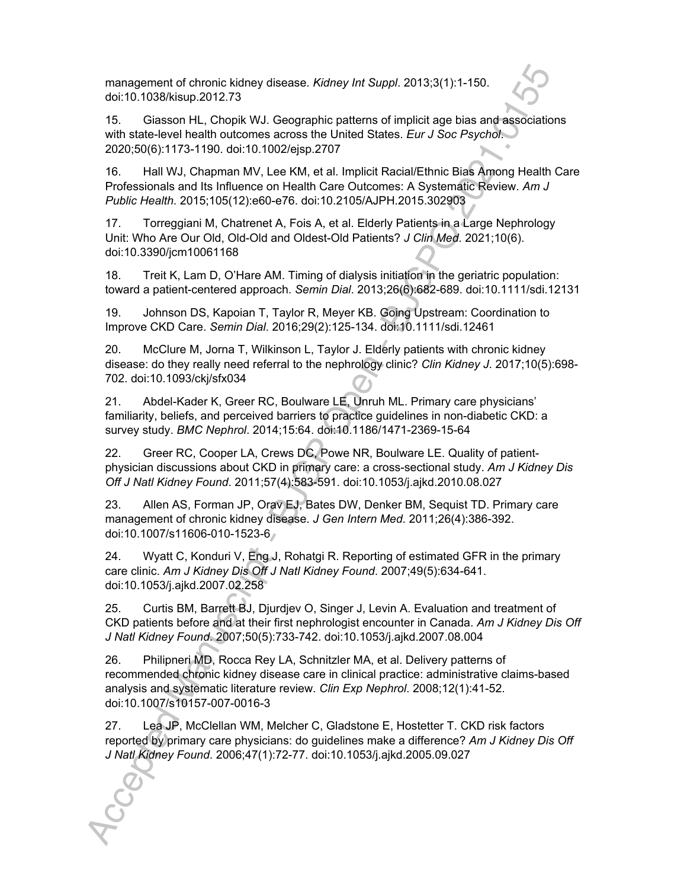management of chronic kidney disease. *Kidney Int Suppl*. 2013;3(1):1-150. doi:10.1038/kisup.2012.73

15. Giasson HL, Chopik WJ. Geographic patterns of implicit age bias and associations with state-level health outcomes across the United States. *Eur J Soc Psychol*. 2020;50(6):1173-1190. doi:10.1002/ejsp.2707

16. Hall WJ, Chapman MV, Lee KM, et al. Implicit Racial/Ethnic Bias Among Health Care Professionals and Its Influence on Health Care Outcomes: A Systematic Review. *Am J Public Health*. 2015;105(12):e60-e76. doi:10.2105/AJPH.2015.302903

17. Torreggiani M, Chatrenet A, Fois A, et al. Elderly Patients in a Large Nephrology Unit: Who Are Our Old, Old-Old and Oldest-Old Patients? *J Clin Med*. 2021;10(6). doi:10.3390/jcm10061168

18. Treit K, Lam D, O'Hare AM. Timing of dialysis initiation in the geriatric population: toward a patient-centered approach. *Semin Dial*. 2013;26(6):682-689. doi:10.1111/sdi.12131

19. Johnson DS, Kapoian T, Taylor R, Meyer KB. Going Upstream: Coordination to Improve CKD Care. *Semin Dial*. 2016;29(2):125-134. doi:10.1111/sdi.12461

20. McClure M, Jorna T, Wilkinson L, Taylor J. Elderly patients with chronic kidney disease: do they really need referral to the nephrology clinic? *Clin Kidney J*. 2017;10(5):698-702. doi:10.1093/ckj/sfx034

21. Abdel-Kader K, Greer RC, Boulware LE, Unruh ML. Primary care physicians' familiarity, beliefs, and perceived barriers to practice guidelines in non-diabetic CKD: a survey study. *BMC Nephrol*. 2014;15:64. doi:10.1186/1471-2369-15-64

22. Greer RC, Cooper LA, Crews DC, Powe NR, Boulware LE. Quality of patient-physician discussions about CKD in primary care: a cross-sectional study. *Am J Kidney Dis Off J Natl Kidney Found*. 2011;57(4):583-591. doi:10.1053/j.ajkd.2010.08.027

23. Allen AS, Forman JP, Orav EJ, Bates DW, Denker BM, Sequist TD. Primary care management of chronic kidney disease. *J Gen Intern Med*. 2011;26(4):386-392. doi:10.1007/s11606-010-1523-6

24. Wyatt C, Konduri V, Eng J, Rohatgi R. Reporting of estimated GFR in the primary care clinic. *Am J Kidney Dis Off J Natl Kidney Found*. 2007;49(5):634-641. doi:10.1053/j.ajkd.2007.02.258

25. Curtis BM, Barrett BJ, Djurdjev O, Singer J, Levin A. Evaluation and treatment of CKD patients before and at their first nephrologist encounter in Canada. *Am J Kidney Dis Off J Natl Kidney Found*. 2007;50(5):733-742. doi:10.1053/j.ajkd.2007.08.004

26. Philipneri MD, Rocca Rey LA, Schnitzler MA, et al. Delivery patterns of recommended chronic kidney disease care in clinical practice: administrative claims-based analysis and systematic literature review. *Clin Exp Nephrol*. 2008;12(1):41-52. doi:10.1007/s10157-007-0016-3

27. Lea JP, McClellan WM, Melcher C, Gladstone E, Hostetter T. CKD risk factors reported by primary care physicians: do guidelines make a difference? *Am J Kidney Dis Off J Natl Kidney Found*. 2006;47(1):72-77. doi:10.1053/j.ajkd.2005.09.027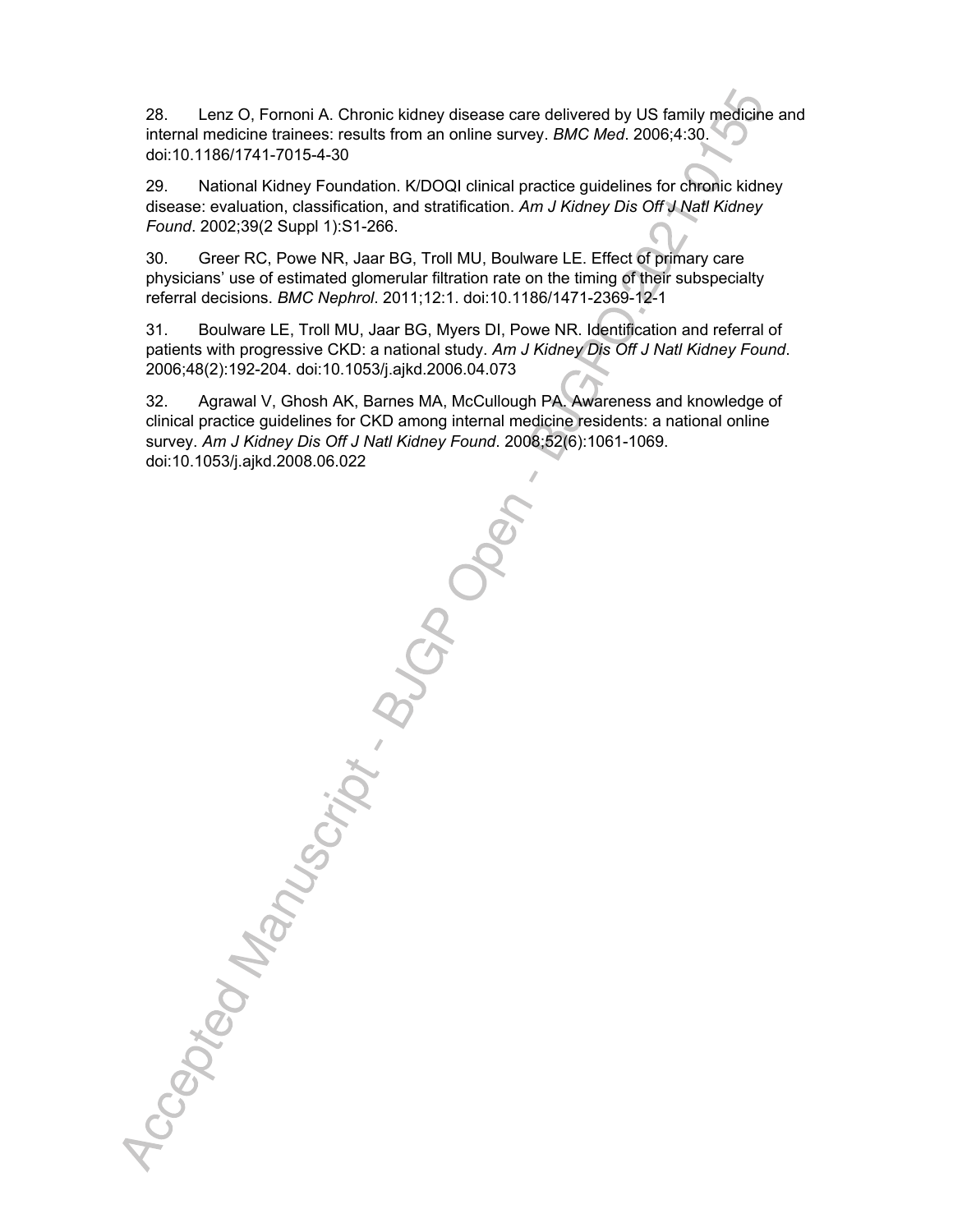28. Lenz O, Fornoni A. Chronic kidney disease care delivered by US family medicine and internal medicine trainees: results from an online survey. *BMC Med*. 2006;4:30. doi:10.1186/1741-7015-4-30

29. National Kidney Foundation. K/DOQI clinical practice guidelines for chronic kidney disease: evaluation, classification, and stratification. *Am J Kidney Dis Off J Natl Kidney Found*. 2002;39(2 Suppl 1):S1-266.

30. Greer RC, Powe NR, Jaar BG, Troll MU, Boulware LE. Effect of primary care physicians' use of estimated glomerular filtration rate on the timing of their subspecialty referral decisions. *BMC Nephrol*. 2011;12:1. doi:10.1186/1471-2369-12-1

31. Boulware LE, Troll MU, Jaar BG, Myers DI, Powe NR. Identification and referral of patients with progressive CKD: a national study. *Am J Kidney Dis Off J Natl Kidney Found*. 2006;48(2):192-204. doi:10.1053/j.ajkd.2006.04.073

32. Agrawal V, Ghosh AK, Barnes MA, McCullough PA. Awareness and knowledge of clinical practice guidelines for CKD among internal medicine residents: a national online survey. *Am J Kidney Dis Off J Natl Kidney Found*. 2008;52(6):1061-1069. doi:10.1053/j.ajkd.2008.06.022